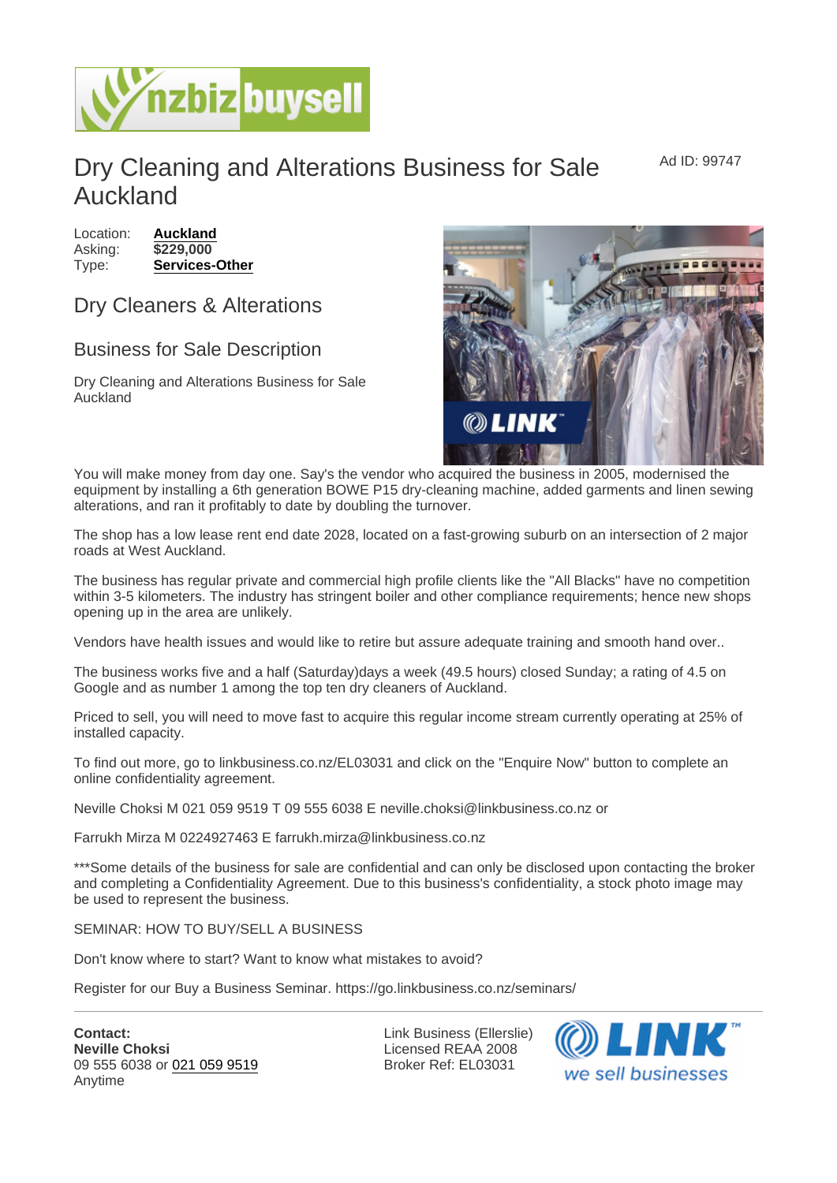# Dry Cleaning and Alterations Business for Sale Auckland

Ad ID: 99747

Location: **Auckland**
Asking: **$229,000**
Type: **Services-Other**

## Dry Cleaners & Alterations

## Business for Sale Description

Dry Cleaning and Alterations Business for Sale Auckland

You will make money from day one. Say's the vendor who acquired the business in 2005, modernised the equipment by installing a 6th generation BOWE P15 dry-cleaning machine, added garments and linen sewing alterations, and ran it profitably to date by doubling the turnover.

The shop has a low lease rent end date 2028, located on a fast-growing suburb on an intersection of 2 major roads at West Auckland.

The business has regular private and commercial high profile clients like the "All Blacks" have no competition within 3-5 kilometers. The industry has stringent boiler and other compliance requirements; hence new shops opening up in the area are unlikely.

Vendors have health issues and would like to retire but assure adequate training and smooth hand over..

The business works five and a half (Saturday)days a week (49.5 hours) closed Sunday; a rating of 4.5 on Google and as number 1 among the top ten dry cleaners of Auckland.

Priced to sell, you will need to move fast to acquire this regular income stream currently operating at 25% of installed capacity.

To find out more, go to linkbusiness.co.nz/EL03031 and click on the "Enquire Now" button to complete an online confidentiality agreement.

Neville Choksi M 021 059 9519 T 09 555 6038 E neville.choksi@linkbusiness.co.nz or

Farrukh Mirza M 0224927463 E farrukh.mirza@linkbusiness.co.nz

***Some details of the business for sale are confidential and can only be disclosed upon contacting the broker and completing a Confidentiality Agreement. Due to this business's confidentiality, a stock photo image may be used to represent the business.

SEMINAR: HOW TO BUY/SELL A BUSINESS

Don't know where to start? Want to know what mistakes to avoid?

Register for our Buy a Business Seminar. https://go.linkbusiness.co.nz/seminars/

---

**Contact:**
**Neville Choksi**
09 555 6038 or 021 059 9519
Anytime

Link Business (Ellerslie)
Licensed REAA 2008
Broker Ref: EL03031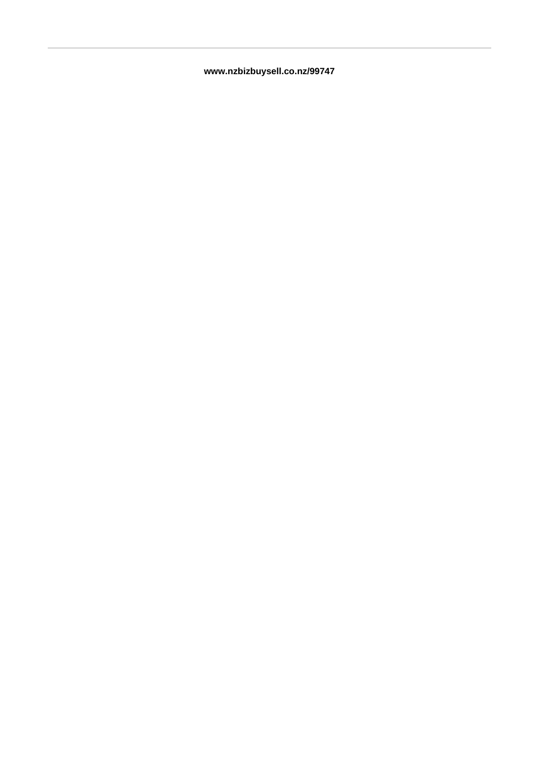**www.nzbizbuysell.co.nz/99747**